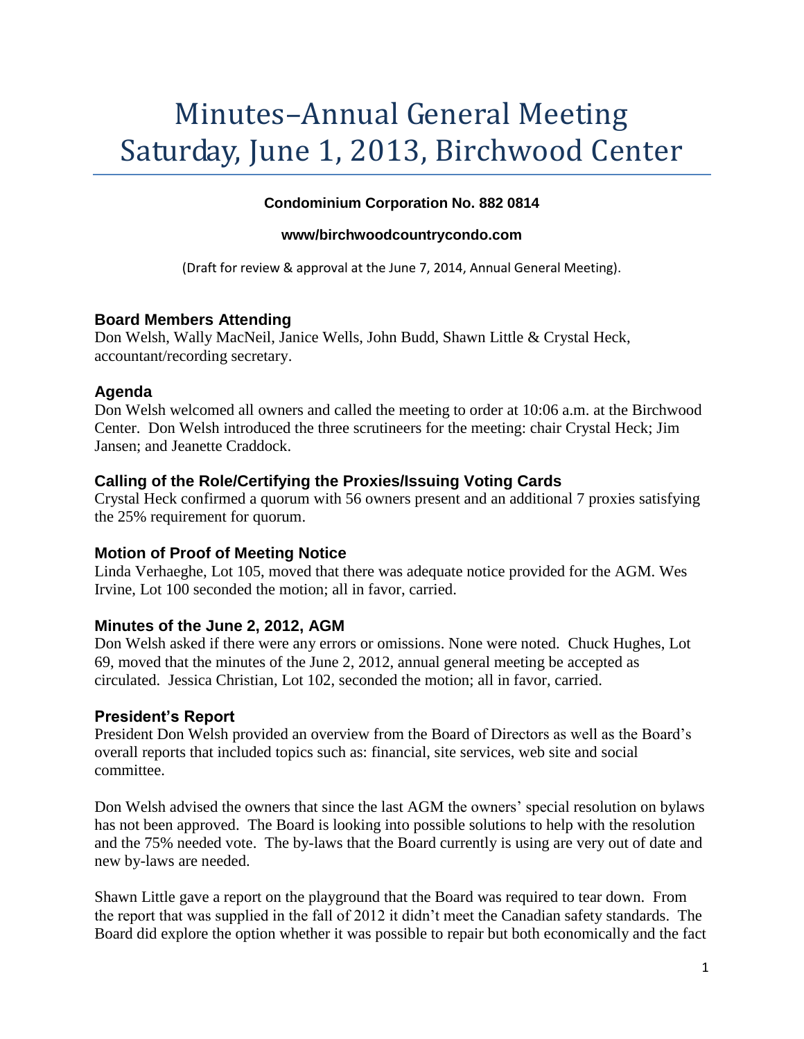# Minutes–Annual General Meeting Saturday, June 1, 2013, Birchwood Center

**Condominium Corporation No. 882 0814**

**www/birchwoodcountrycondo.com**

(Draft for review & approval at the June 7, 2014, Annual General Meeting).

### Board Members Attending

Don Welsh, Wally MacNeil, Janice Wells, John Budd, Shawn Little & Crystal Heck, accountant/recording secretary.

### Agenda

Don Welsh welcomed all owners and called the meeting to order at 10:06 a.m. at the Birchwood Center. Don Welsh introduced the three scrutineers for the meeting: chair Crystal Heck; Jim Jansen; and Jeanette Craddock.

### Calling of the Role/Certifying the Proxies/Issuing Voting Cards

Crystal Heck confirmed a quorum with 56 owners present and an additional 7 proxies satisfying the 25% requirement for quorum.

### Motion of Proof of Meeting Notice

Linda Verhaeghe, Lot 105, moved that there was adequate notice provided for the AGM. Wes Irvine, Lot 100 seconded the motion; all in favor, carried.

### Minutes of the June 2, 2012, AGM

Don Welsh asked if there were any errors or omissions. None were noted. Chuck Hughes, Lot 69, moved that the minutes of the June 2, 2012, annual general meeting be accepted as circulated. Jessica Christian, Lot 102, seconded the motion; all in favor, carried.

### President's Report

President Don Welsh provided an overview from the Board of Directors as well as the Board's overall reports that included topics such as: financial, site services, web site and social committee.

Don Welsh advised the owners that since the last AGM the owners' special resolution on bylaws has not been approved. The Board is looking into possible solutions to help with the resolution and the 75% needed vote. The by-laws that the Board currently is using are very out of date and new by-laws are needed.

Shawn Little gave a report on the playground that the Board was required to tear down. From the report that was supplied in the fall of 2012 it didn't meet the Canadian safety standards. The Board did explore the option whether it was possible to repair but both economically and the fact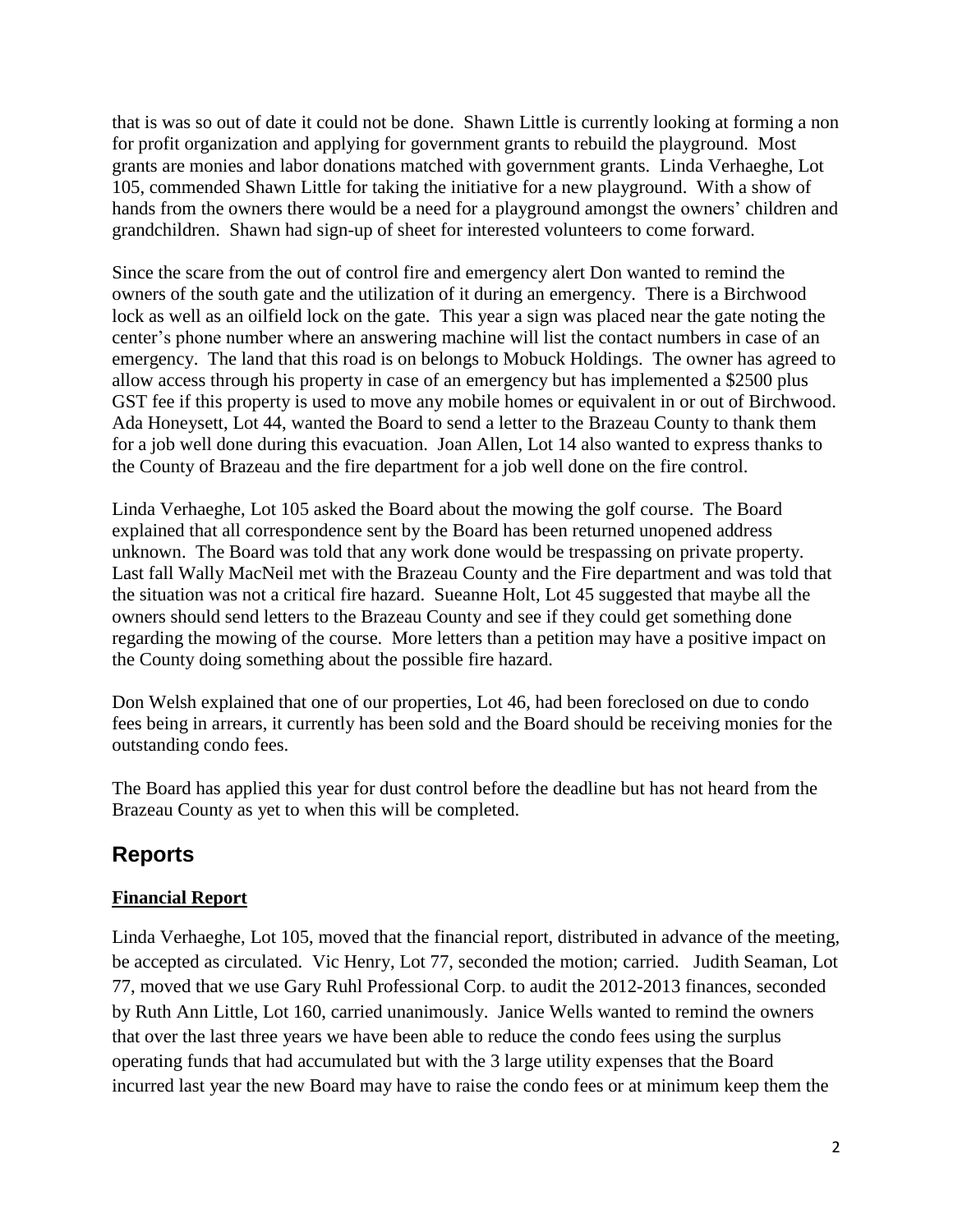that is was so out of date it could not be done. Shawn Little is currently looking at forming a non for profit organization and applying for government grants to rebuild the playground. Most grants are monies and labor donations matched with government grants. Linda Verhaeghe, Lot 105, commended Shawn Little for taking the initiative for a new playground. With a show of hands from the owners there would be a need for a playground amongst the owners' children and grandchildren. Shawn had sign-up of sheet for interested volunteers to come forward.

Since the scare from the out of control fire and emergency alert Don wanted to remind the owners of the south gate and the utilization of it during an emergency. There is a Birchwood lock as well as an oilfield lock on the gate. This year a sign was placed near the gate noting the center's phone number where an answering machine will list the contact numbers in case of an emergency. The land that this road is on belongs to Mobuck Holdings. The owner has agreed to allow access through his property in case of an emergency but has implemented a $2500 plus GST fee if this property is used to move any mobile homes or equivalent in or out of Birchwood. Ada Honeysett, Lot 44, wanted the Board to send a letter to the Brazeau County to thank them for a job well done during this evacuation. Joan Allen, Lot 14 also wanted to express thanks to the County of Brazeau and the fire department for a job well done on the fire control.

Linda Verhaeghe, Lot 105 asked the Board about the mowing the golf course. The Board explained that all correspondence sent by the Board has been returned unopened address unknown. The Board was told that any work done would be trespassing on private property. Last fall Wally MacNeil met with the Brazeau County and the Fire department and was told that the situation was not a critical fire hazard. Sueanne Holt, Lot 45 suggested that maybe all the owners should send letters to the Brazeau County and see if they could get something done regarding the mowing of the course. More letters than a petition may have a positive impact on the County doing something about the possible fire hazard.

Don Welsh explained that one of our properties, Lot 46, had been foreclosed on due to condo fees being in arrears, it currently has been sold and the Board should be receiving monies for the outstanding condo fees.

The Board has applied this year for dust control before the deadline but has not heard from the Brazeau County as yet to when this will be completed.

## Reports

### **Financial Report**

Linda Verhaeghe, Lot 105, moved that the financial report, distributed in advance of the meeting, be accepted as circulated. Vic Henry, Lot 77, seconded the motion; carried. Judith Seaman, Lot 77, moved that we use Gary Ruhl Professional Corp. to audit the 2012-2013 finances, seconded by Ruth Ann Little, Lot 160, carried unanimously. Janice Wells wanted to remind the owners that over the last three years we have been able to reduce the condo fees using the surplus operating funds that had accumulated but with the 3 large utility expenses that the Board incurred last year the new Board may have to raise the condo fees or at minimum keep them the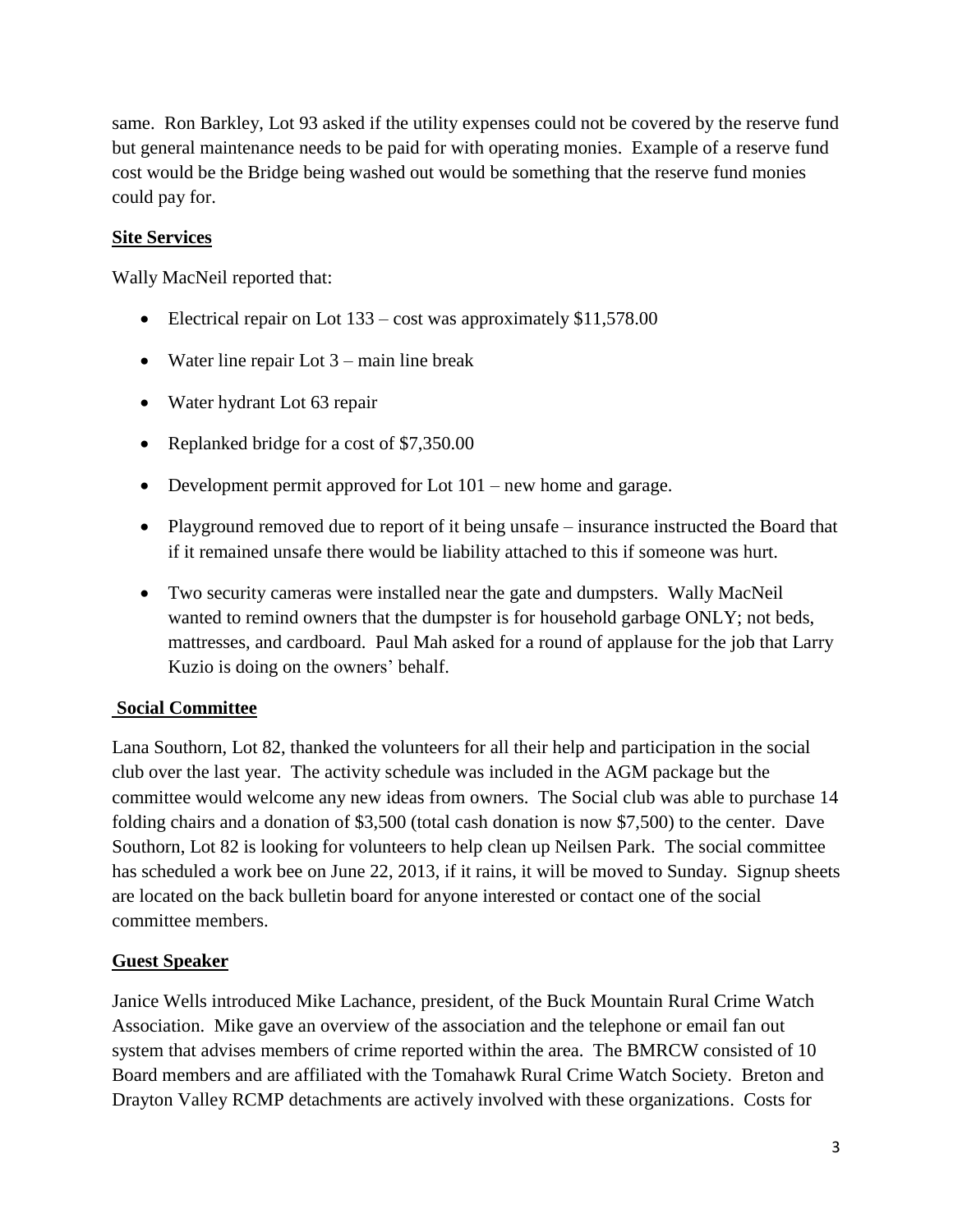same. Ron Barkley, Lot 93 asked if the utility expenses could not be covered by the reserve fund but general maintenance needs to be paid for with operating monies. Example of a reserve fund cost would be the Bridge being washed out would be something that the reserve fund monies could pay for.

**Site Services**

Wally MacNeil reported that:

- Electrical repair on Lot 133 – cost was approximately $11,578.00
- Water line repair Lot 3 – main line break
- Water hydrant Lot 63 repair
- Replanked bridge for a cost of $7,350.00
- Development permit approved for Lot 101 – new home and garage.
- Playground removed due to report of it being unsafe – insurance instructed the Board that if it remained unsafe there would be liability attached to this if someone was hurt.
- Two security cameras were installed near the gate and dumpsters. Wally MacNeil wanted to remind owners that the dumpster is for household garbage ONLY; not beds, mattresses, and cardboard. Paul Mah asked for a round of applause for the job that Larry Kuzio is doing on the owners' behalf.

**Social Committee**

Lana Southorn, Lot 82, thanked the volunteers for all their help and participation in the social club over the last year. The activity schedule was included in the AGM package but the committee would welcome any new ideas from owners. The Social club was able to purchase 14 folding chairs and a donation of $3,500 (total cash donation is now $7,500) to the center. Dave Southorn, Lot 82 is looking for volunteers to help clean up Neilsen Park. The social committee has scheduled a work bee on June 22, 2013, if it rains, it will be moved to Sunday. Signup sheets are located on the back bulletin board for anyone interested or contact one of the social committee members.

**Guest Speaker**

Janice Wells introduced Mike Lachance, president, of the Buck Mountain Rural Crime Watch Association. Mike gave an overview of the association and the telephone or email fan out system that advises members of crime reported within the area. The BMRCW consisted of 10 Board members and are affiliated with the Tomahawk Rural Crime Watch Society. Breton and Drayton Valley RCMP detachments are actively involved with these organizations. Costs for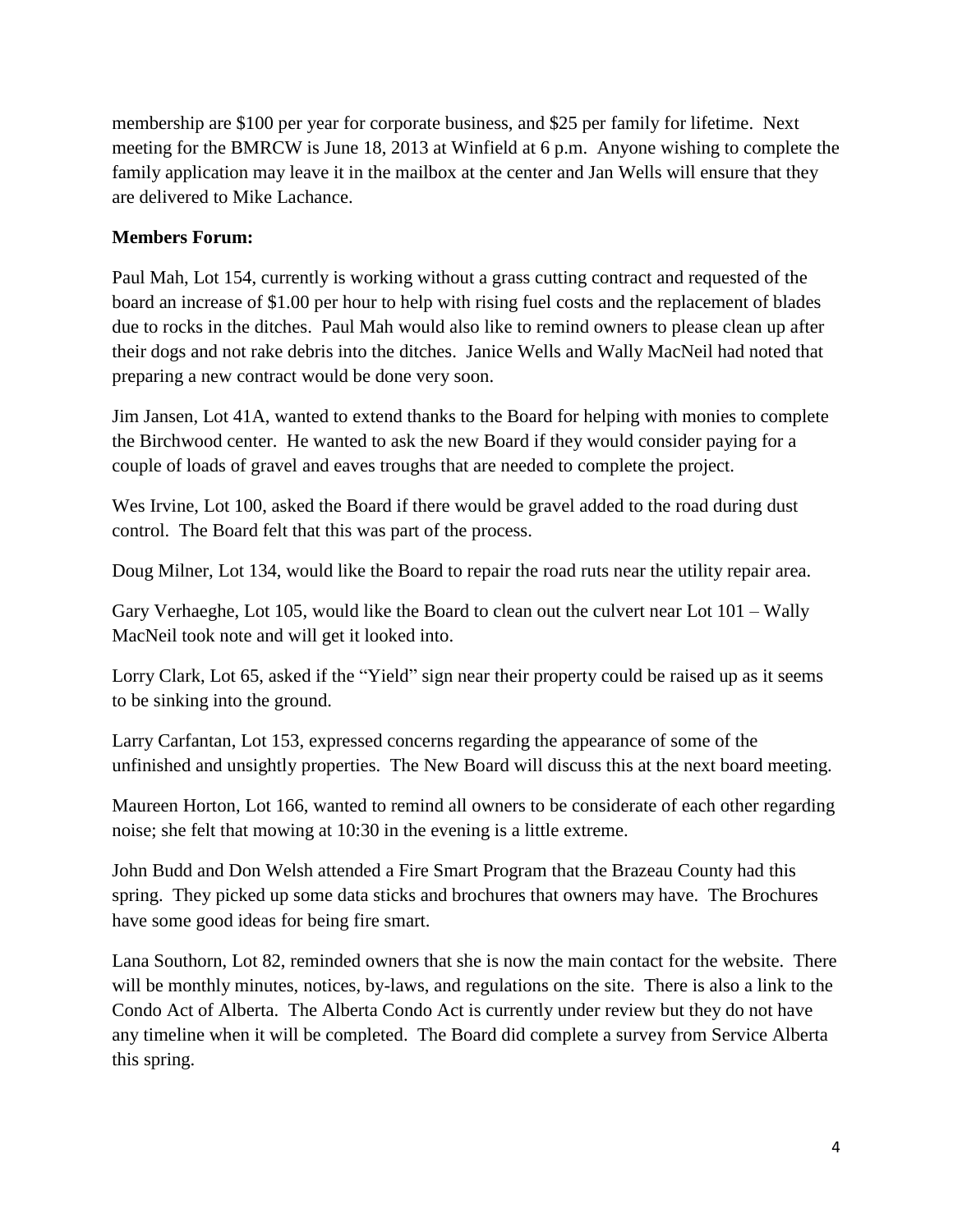membership are $100 per year for corporate business, and $25 per family for lifetime. Next meeting for the BMRCW is June 18, 2013 at Winfield at 6 p.m. Anyone wishing to complete the family application may leave it in the mailbox at the center and Jan Wells will ensure that they are delivered to Mike Lachance.

**Members Forum:**

Paul Mah, Lot 154, currently is working without a grass cutting contract and requested of the board an increase of $1.00 per hour to help with rising fuel costs and the replacement of blades due to rocks in the ditches. Paul Mah would also like to remind owners to please clean up after their dogs and not rake debris into the ditches. Janice Wells and Wally MacNeil had noted that preparing a new contract would be done very soon.

Jim Jansen, Lot 41A, wanted to extend thanks to the Board for helping with monies to complete the Birchwood center. He wanted to ask the new Board if they would consider paying for a couple of loads of gravel and eaves troughs that are needed to complete the project.

Wes Irvine, Lot 100, asked the Board if there would be gravel added to the road during dust control. The Board felt that this was part of the process.

Doug Milner, Lot 134, would like the Board to repair the road ruts near the utility repair area.

Gary Verhaeghe, Lot 105, would like the Board to clean out the culvert near Lot 101 – Wally MacNeil took note and will get it looked into.

Lorry Clark, Lot 65, asked if the "Yield" sign near their property could be raised up as it seems to be sinking into the ground.

Larry Carfantan, Lot 153, expressed concerns regarding the appearance of some of the unfinished and unsightly properties. The New Board will discuss this at the next board meeting.

Maureen Horton, Lot 166, wanted to remind all owners to be considerate of each other regarding noise; she felt that mowing at 10:30 in the evening is a little extreme.

John Budd and Don Welsh attended a Fire Smart Program that the Brazeau County had this spring. They picked up some data sticks and brochures that owners may have. The Brochures have some good ideas for being fire smart.

Lana Southorn, Lot 82, reminded owners that she is now the main contact for the website. There will be monthly minutes, notices, by-laws, and regulations on the site. There is also a link to the Condo Act of Alberta. The Alberta Condo Act is currently under review but they do not have any timeline when it will be completed. The Board did complete a survey from Service Alberta this spring.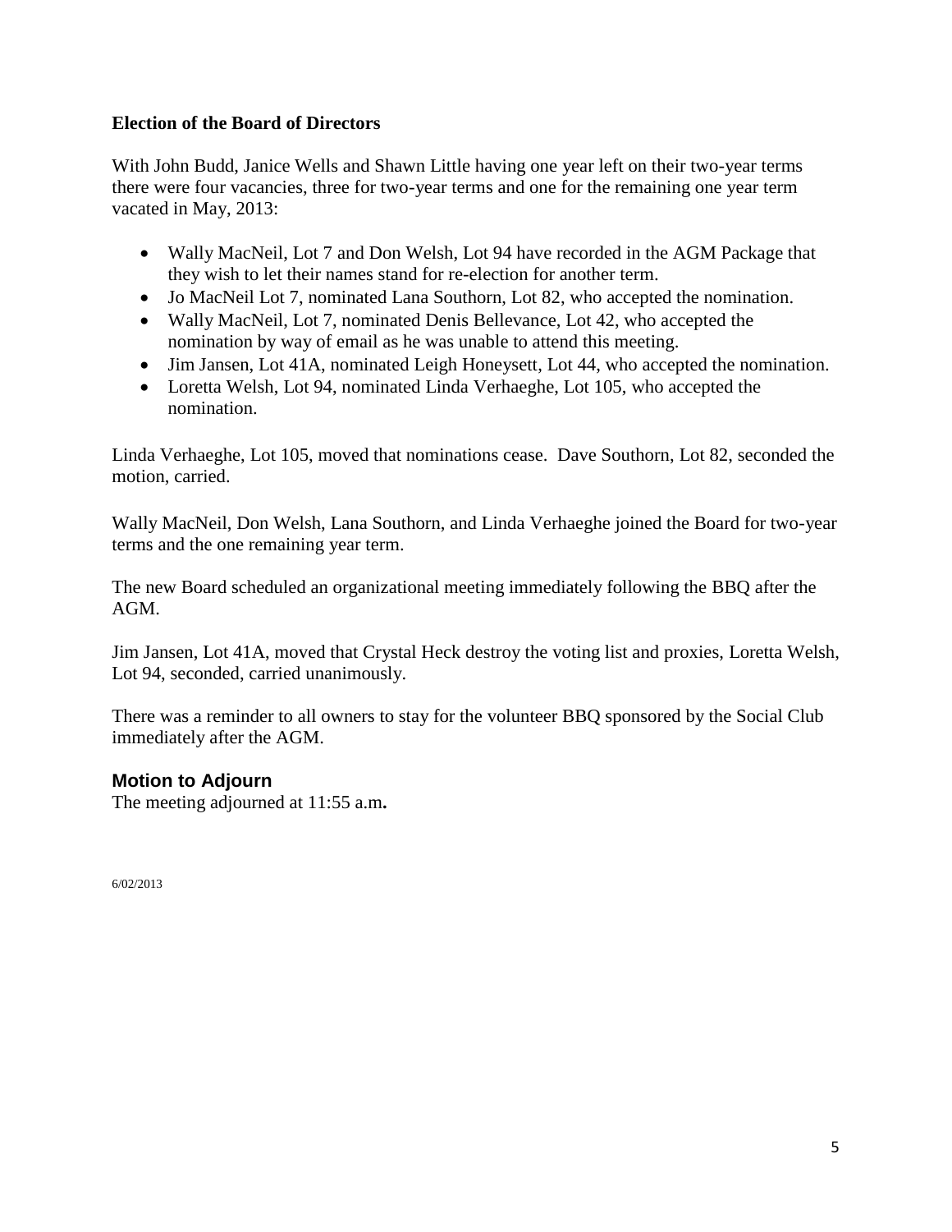**Election of the Board of Directors**

With John Budd, Janice Wells and Shawn Little having one year left on their two-year terms there were four vacancies, three for two-year terms and one for the remaining one year term vacated in May, 2013:

- Wally MacNeil, Lot 7 and Don Welsh, Lot 94 have recorded in the AGM Package that they wish to let their names stand for re-election for another term.
- Jo MacNeil Lot 7, nominated Lana Southorn, Lot 82, who accepted the nomination.
- Wally MacNeil, Lot 7, nominated Denis Bellevance, Lot 42, who accepted the nomination by way of email as he was unable to attend this meeting.
- Jim Jansen, Lot 41A, nominated Leigh Honeysett, Lot 44, who accepted the nomination.
- Loretta Welsh, Lot 94, nominated Linda Verhaeghe, Lot 105, who accepted the nomination.

Linda Verhaeghe, Lot 105, moved that nominations cease. Dave Southorn, Lot 82, seconded the motion, carried.

Wally MacNeil, Don Welsh, Lana Southorn, and Linda Verhaeghe joined the Board for two-year terms and the one remaining year term.

The new Board scheduled an organizational meeting immediately following the BBQ after the AGM.

Jim Jansen, Lot 41A, moved that Crystal Heck destroy the voting list and proxies, Loretta Welsh, Lot 94, seconded, carried unanimously.

There was a reminder to all owners to stay for the volunteer BBQ sponsored by the Social Club immediately after the AGM.

### Motion to Adjourn

The meeting adjourned at 11:55 a.m**.**

6/02/2013